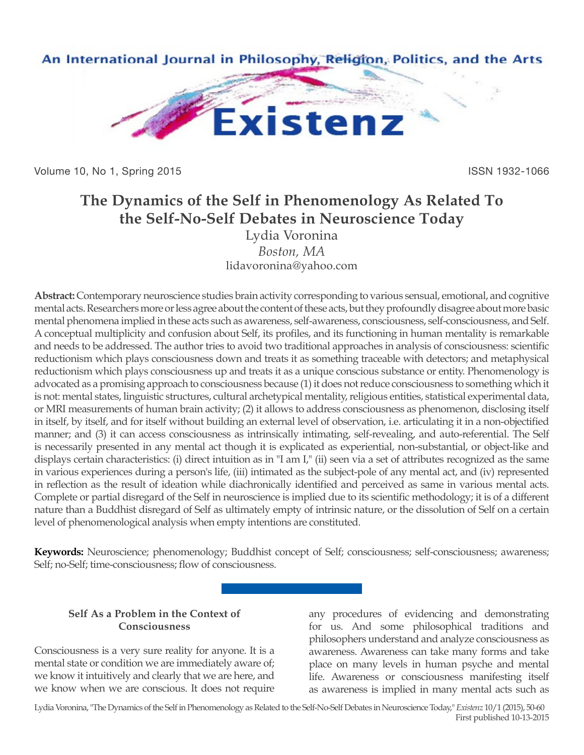# The Dynamics of the Self in Phenomenology As Related To the Self-No-Self Debates in Neuroscience Today

Lydia Voronina

*Boston, MA*

lidavoronina@yahoo.com

**Abstract:** Contemporary neuroscience studies brain activity corresponding to various sensual, emotional, and cognitive mental acts. Researchers more or less agree about the content of these acts, but they profoundly disagree about more basic mental phenomena implied in these acts such as awareness, self-awareness, consciousness, self-consciousness, and Self. A conceptual multiplicity and confusion about Self, its profiles, and its functioning in human mentality is remarkable and needs to be addressed. The author tries to avoid two traditional approaches in analysis of consciousness: scientific reductionism which plays consciousness down and treats it as something traceable with detectors; and metaphysical reductionism which plays consciousness up and treats it as a unique conscious substance or entity. Phenomenology is advocated as a promising approach to consciousness because (1) it does not reduce consciousness to something which it is not: mental states, linguistic structures, cultural archetypical mentality, religious entities, statistical experimental data, or MRI measurements of human brain activity; (2) it allows to address consciousness as phenomenon, disclosing itself in itself, by itself, and for itself without building an external level of observation, i.e. articulating it in a non-objectified manner; and (3) it can access consciousness as intrinsically intimating, self-revealing, and auto-referential. The Self is necessarily presented in any mental act though it is explicated as experiential, non-substantial, or object-like and displays certain characteristics: (i) direct intuition as in "I am I," (ii) seen via a set of attributes recognized as the same in various experiences during a person's life, (iii) intimated as the subject-pole of any mental act, and (iv) represented in reflection as the result of ideation while diachronically identified and perceived as same in various mental acts. Complete or partial disregard of the Self in neuroscience is implied due to its scientific methodology; it is of a different nature than a Buddhist disregard of Self as ultimately empty of intrinsic nature, or the dissolution of Self on a certain level of phenomenological analysis when empty intentions are constituted.

**Keywords:** Neuroscience; phenomenology; Buddhist concept of Self; consciousness; self-consciousness; awareness; Self; no-Self; time-consciousness; flow of consciousness.

## Self As a Problem in the Context of Consciousness

Consciousness is a very sure reality for anyone. It is a mental state or condition we are immediately aware of; we know it intuitively and clearly that we are here, and we know when we are conscious. It does not require any procedures of evidencing and demonstrating for us. And some philosophical traditions and philosophers understand and analyze consciousness as awareness. Awareness can take many forms and take place on many levels in human psyche and mental life. Awareness or consciousness manifesting itself as awareness is implied in many mental acts such as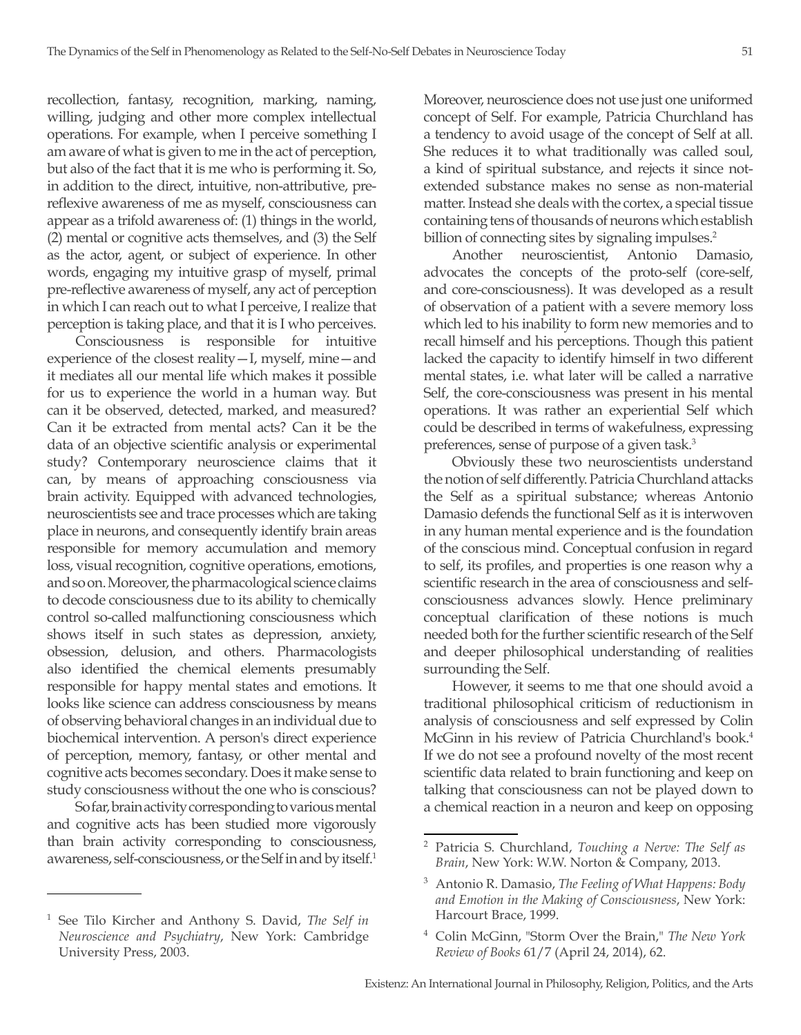recollection, fantasy, recognition, marking, naming, willing, judging and other more complex intellectual operations. For example, when I perceive something I am aware of what is given to me in the act of perception, but also of the fact that it is me who is performing it. So, in addition to the direct, intuitive, non-attributive, pre-reflexive awareness of me as myself, consciousness can appear as a trifold awareness of: (1) things in the world, (2) mental or cognitive acts themselves, and (3) the Self as the actor, agent, or subject of experience. In other words, engaging my intuitive grasp of myself, primal pre-reflective awareness of myself, any act of perception in which I can reach out to what I perceive, I realize that perception is taking place, and that it is I who perceives.

Consciousness is responsible for intuitive experience of the closest reality—I, myself, mine—and it mediates all our mental life which makes it possible for us to experience the world in a human way. But can it be observed, detected, marked, and measured? Can it be extracted from mental acts? Can it be the data of an objective scientific analysis or experimental study? Contemporary neuroscience claims that it can, by means of approaching consciousness via brain activity. Equipped with advanced technologies, neuroscientists see and trace processes which are taking place in neurons, and consequently identify brain areas responsible for memory accumulation and memory loss, visual recognition, cognitive operations, emotions, and so on. Moreover, the pharmacological science claims to decode consciousness due to its ability to chemically control so-called malfunctioning consciousness which shows itself in such states as depression, anxiety, obsession, delusion, and others. Pharmacologists also identified the chemical elements presumably responsible for happy mental states and emotions. It looks like science can address consciousness by means of observing behavioral changes in an individual due to biochemical intervention. A person's direct experience of perception, memory, fantasy, or other mental and cognitive acts becomes secondary. Does it make sense to study consciousness without the one who is conscious?

So far, brain activity corresponding to various mental and cognitive acts has been studied more vigorously than brain activity corresponding to consciousness, awareness, self-consciousness, or the Self in and by itself.[1] Moreover, neuroscience does not use just one uniformed concept of Self. For example, Patricia Churchland has a tendency to avoid usage of the concept of Self at all. She reduces it to what traditionally was called soul, a kind of spiritual substance, and rejects it since not-extended substance makes no sense as non-material matter. Instead she deals with the cortex, a special tissue containing tens of thousands of neurons which establish billion of connecting sites by signaling impulses.[2]

Another neuroscientist, Antonio Damasio, advocates the concepts of the proto-self (core-self, and core-consciousness). It was developed as a result of observation of a patient with a severe memory loss which led to his inability to form new memories and to recall himself and his perceptions. Though this patient lacked the capacity to identify himself in two different mental states, i.e. what later will be called a narrative Self, the core-consciousness was present in his mental operations. It was rather an experiential Self which could be described in terms of wakefulness, expressing preferences, sense of purpose of a given task.[3]

Obviously these two neuroscientists understand the notion of self differently. Patricia Churchland attacks the Self as a spiritual substance; whereas Antonio Damasio defends the functional Self as it is interwoven in any human mental experience and is the foundation of the conscious mind. Conceptual confusion in regard to self, its profiles, and properties is one reason why a scientific research in the area of consciousness and self-consciousness advances slowly. Hence preliminary conceptual clarification of these notions is much needed both for the further scientific research of the Self and deeper philosophical understanding of realities surrounding the Self.

However, it seems to me that one should avoid a traditional philosophical criticism of reductionism in analysis of consciousness and self expressed by Colin McGinn in his review of Patricia Churchland's book.[4] If we do not see a profound novelty of the most recent scientific data related to brain functioning and keep on talking that consciousness can not be played down to a chemical reaction in a neuron and keep on opposing

---

[1] See Tilo Kircher and Anthony S. David, *The Self in Neuroscience and Psychiatry*, New York: Cambridge University Press, 2003.

[2] Patricia S. Churchland, *Touching a Nerve: The Self as Brain*, New York: W.W. Norton & Company, 2013.

[3] Antonio R. Damasio, *The Feeling of What Happens: Body and Emotion in the Making of Consciousness*, New York: Harcourt Brace, 1999.

[4] Colin McGinn, "Storm Over the Brain," *The New York Review of Books* 61/7 (April 24, 2014), 62.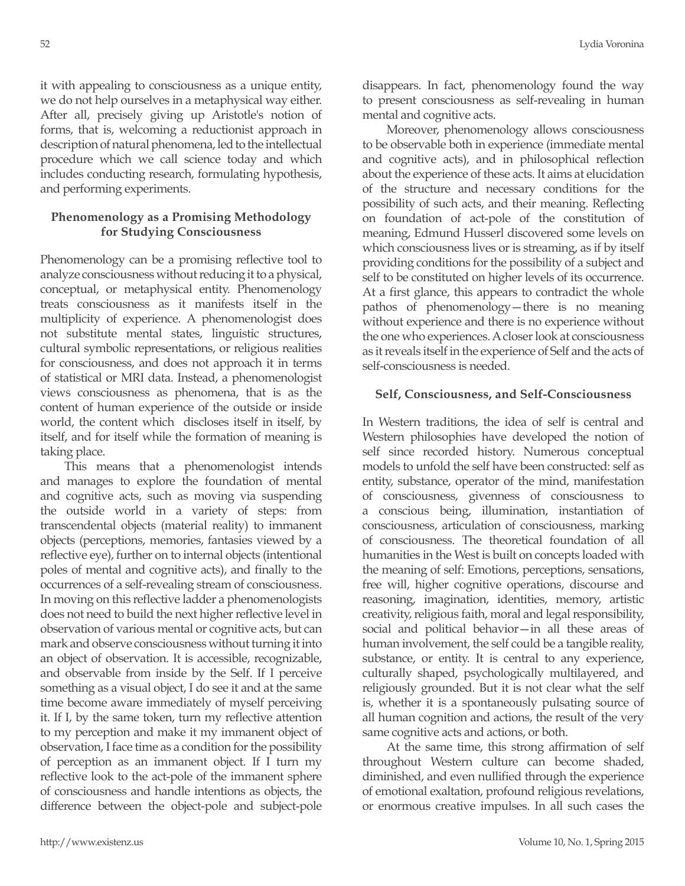it with appealing to consciousness as a unique entity, we do not help ourselves in a metaphysical way either. After all, precisely giving up Aristotle's notion of forms, that is, welcoming a reductionist approach in description of natural phenomena, led to the intellectual procedure which we call science today and which includes conducting research, formulating hypothesis, and performing experiments.

## Phenomenology as a Promising Methodology for Studying Consciousness

Phenomenology can be a promising reflective tool to analyze consciousness without reducing it to a physical, conceptual, or metaphysical entity. Phenomenology treats consciousness as it manifests itself in the multiplicity of experience. A phenomenologist does not substitute mental states, linguistic structures, cultural symbolic representations, or religious realities for consciousness, and does not approach it in terms of statistical or MRI data. Instead, a phenomenologist views consciousness as phenomena, that is as the content of human experience of the outside or inside world, the content which discloses itself in itself, by itself, and for itself while the formation of meaning is taking place.

This means that a phenomenologist intends and manages to explore the foundation of mental and cognitive acts, such as moving via suspending the outside world in a variety of steps: from transcendental objects (material reality) to immanent objects (perceptions, memories, fantasies viewed by a reflective eye), further on to internal objects (intentional poles of mental and cognitive acts), and finally to the occurrences of a self-revealing stream of consciousness. In moving on this reflective ladder a phenomenologists does not need to build the next higher reflective level in observation of various mental or cognitive acts, but can mark and observe consciousness without turning it into an object of observation. It is accessible, recognizable, and observable from inside by the Self. If I perceive something as a visual object, I do see it and at the same time become aware immediately of myself perceiving it. If I, by the same token, turn my reflective attention to my perception and make it my immanent object of observation, I face time as a condition for the possibility of perception as an immanent object. If I turn my reflective look to the act-pole of the immanent sphere of consciousness and handle intentions as objects, the difference between the object-pole and subject-pole disappears. In fact, phenomenology found the way to present consciousness as self-revealing in human mental and cognitive acts.

Moreover, phenomenology allows consciousness to be observable both in experience (immediate mental and cognitive acts), and in philosophical reflection about the experience of these acts. It aims at elucidation of the structure and necessary conditions for the possibility of such acts, and their meaning. Reflecting on foundation of act-pole of the constitution of meaning, Edmund Husserl discovered some levels on which consciousness lives or is streaming, as if by itself providing conditions for the possibility of a subject and self to be constituted on higher levels of its occurrence. At a first glance, this appears to contradict the whole pathos of phenomenology—there is no meaning without experience and there is no experience without the one who experiences. A closer look at consciousness as it reveals itself in the experience of Self and the acts of self-consciousness is needed.

## Self, Consciousness, and Self-Consciousness

In Western traditions, the idea of self is central and Western philosophies have developed the notion of self since recorded history. Numerous conceptual models to unfold the self have been constructed: self as entity, substance, operator of the mind, manifestation of consciousness, givenness of consciousness to a conscious being, illumination, instantiation of consciousness, articulation of consciousness, marking of consciousness. The theoretical foundation of all humanities in the West is built on concepts loaded with the meaning of self: Emotions, perceptions, sensations, free will, higher cognitive operations, discourse and reasoning, imagination, identities, memory, artistic creativity, religious faith, moral and legal responsibility, social and political behavior—in all these areas of human involvement, the self could be a tangible reality, substance, or entity. It is central to any experience, culturally shaped, psychologically multilayered, and religiously grounded. But it is not clear what the self is, whether it is a spontaneously pulsating source of all human cognition and actions, the result of the very same cognitive acts and actions, or both.

At the same time, this strong affirmation of self throughout Western culture can become shaded, diminished, and even nullified through the experience of emotional exaltation, profound religious revelations, or enormous creative impulses. In all such cases the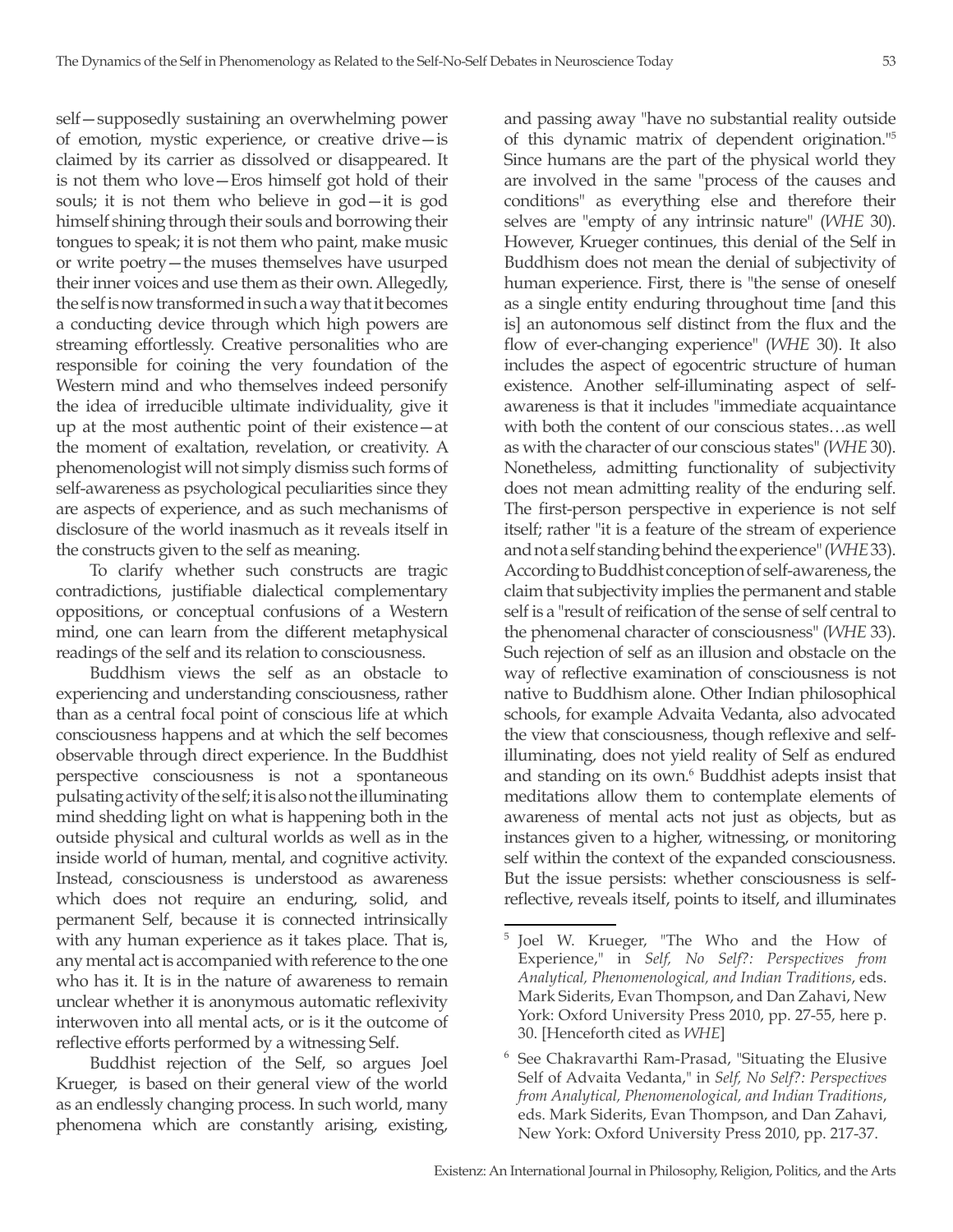self—supposedly sustaining an overwhelming power of emotion, mystic experience, or creative drive—is claimed by its carrier as dissolved or disappeared. It is not them who love—Eros himself got hold of their souls; it is not them who believe in god—it is god himself shining through their souls and borrowing their tongues to speak; it is not them who paint, make music or write poetry—the muses themselves have usurped their inner voices and use them as their own. Allegedly, the self is now transformed in such a way that it becomes a conducting device through which high powers are streaming effortlessly. Creative personalities who are responsible for coining the very foundation of the Western mind and who themselves indeed personify the idea of irreducible ultimate individuality, give it up at the most authentic point of their existence—at the moment of exaltation, revelation, or creativity. A phenomenologist will not simply dismiss such forms of self-awareness as psychological peculiarities since they are aspects of experience, and as such mechanisms of disclosure of the world inasmuch as it reveals itself in the constructs given to the self as meaning.

To clarify whether such constructs are tragic contradictions, justifiable dialectical complementary oppositions, or conceptual confusions of a Western mind, one can learn from the different metaphysical readings of the self and its relation to consciousness.

Buddhism views the self as an obstacle to experiencing and understanding consciousness, rather than as a central focal point of conscious life at which consciousness happens and at which the self becomes observable through direct experience. In the Buddhist perspective consciousness is not a spontaneous pulsating activity of the self; it is also not the illuminating mind shedding light on what is happening both in the outside physical and cultural worlds as well as in the inside world of human, mental, and cognitive activity. Instead, consciousness is understood as awareness which does not require an enduring, solid, and permanent Self, because it is connected intrinsically with any human experience as it takes place. That is, any mental act is accompanied with reference to the one who has it. It is in the nature of awareness to remain unclear whether it is anonymous automatic reflexivity interwoven into all mental acts, or is it the outcome of reflective efforts performed by a witnessing Self.

Buddhist rejection of the Self, so argues Joel Krueger, is based on their general view of the world as an endlessly changing process. In such world, many phenomena which are constantly arising, existing, and passing away "have no substantial reality outside of this dynamic matrix of dependent origination."[5] Since humans are the part of the physical world they are involved in the same "process of the causes and conditions" as everything else and therefore their selves are "empty of any intrinsic nature" (*WHE* 30). However, Krueger continues, this denial of the Self in Buddhism does not mean the denial of subjectivity of human experience. First, there is "the sense of oneself as a single entity enduring throughout time [and this is] an autonomous self distinct from the flux and the flow of ever-changing experience" (*WHE* 30). It also includes the aspect of egocentric structure of human existence. Another self-illuminating aspect of self-awareness is that it includes "immediate acquaintance with both the content of our conscious states…as well as with the character of our conscious states" (*WHE* 30). Nonetheless, admitting functionality of subjectivity does not mean admitting reality of the enduring self. The first-person perspective in experience is not self itself; rather "it is a feature of the stream of experience and not a self standing behind the experience" (*WHE* 33). According to Buddhist conception of self-awareness, the claim that subjectivity implies the permanent and stable self is a "result of reification of the sense of self central to the phenomenal character of consciousness" (*WHE* 33). Such rejection of self as an illusion and obstacle on the way of reflective examination of consciousness is not native to Buddhism alone. Other Indian philosophical schools, for example Advaita Vedanta, also advocated the view that consciousness, though reflexive and self-illuminating, does not yield reality of Self as endured and standing on its own.[6] Buddhist adepts insist that meditations allow them to contemplate elements of awareness of mental acts not just as objects, but as instances given to a higher, witnessing, or monitoring self within the context of the expanded consciousness. But the issue persists: whether consciousness is self-reflective, reveals itself, points to itself, and illuminates

---

[5] Joel W. Krueger, "The Who and the How of Experience," in *Self, No Self?: Perspectives from Analytical, Phenomenological, and Indian Traditions*, eds. Mark Siderits, Evan Thompson, and Dan Zahavi, New York: Oxford University Press 2010, pp. 27-55, here p. 30. [Henceforth cited as *WHE*]

[6] See Chakravarthi Ram-Prasad, "Situating the Elusive Self of Advaita Vedanta," in *Self, No Self?: Perspectives from Analytical, Phenomenological, and Indian Traditions*, eds. Mark Siderits, Evan Thompson, and Dan Zahavi, New York: Oxford University Press 2010, pp. 217-37.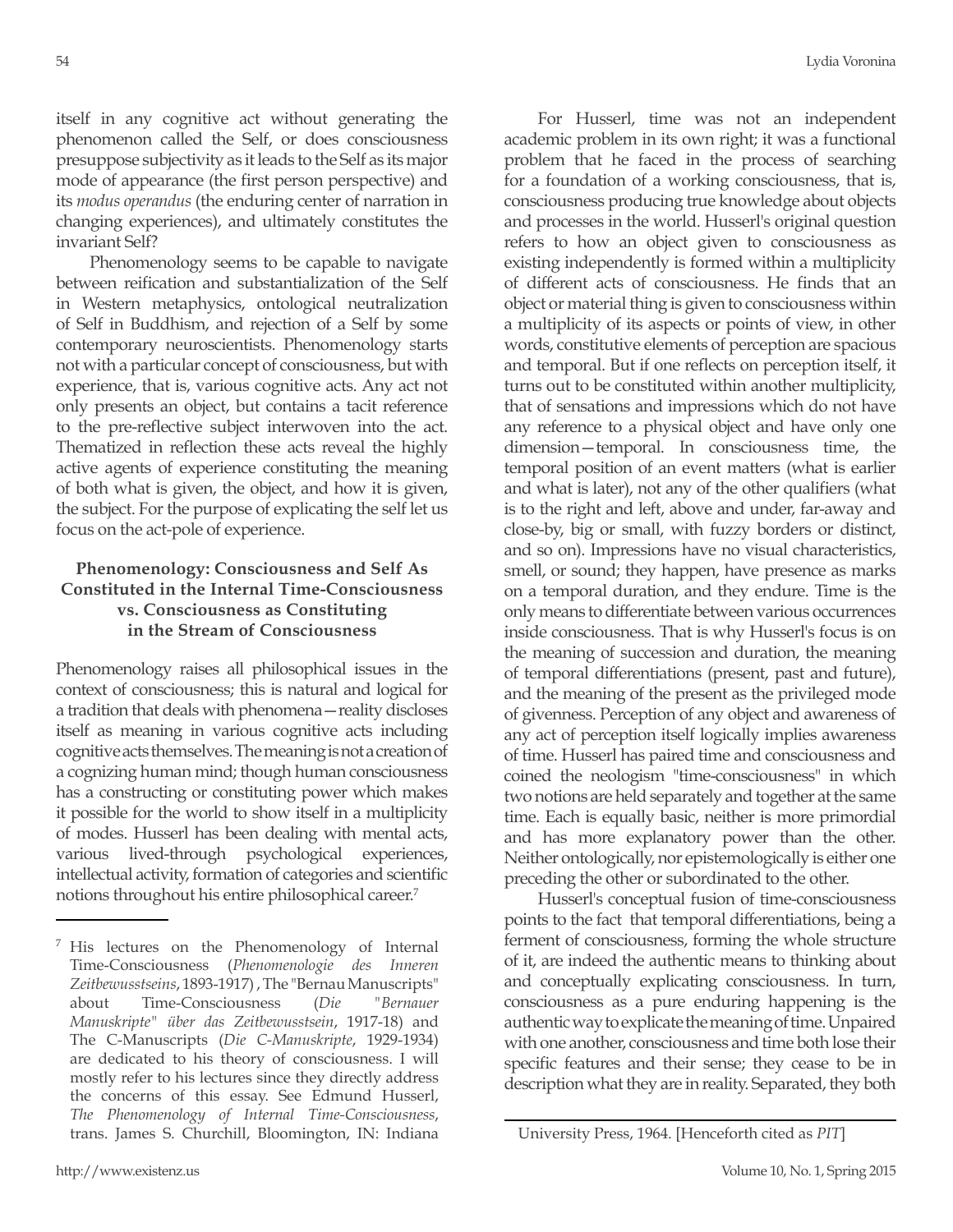itself in any cognitive act without generating the phenomenon called the Self, or does consciousness presuppose subjectivity as it leads to the Self as its major mode of appearance (the first person perspective) and its *modus operandus* (the enduring center of narration in changing experiences), and ultimately constitutes the invariant Self?

Phenomenology seems to be capable to navigate between reification and substantialization of the Self in Western metaphysics, ontological neutralization of Self in Buddhism, and rejection of a Self by some contemporary neuroscientists. Phenomenology starts not with a particular concept of consciousness, but with experience, that is, various cognitive acts. Any act not only presents an object, but contains a tacit reference to the pre-reflective subject interwoven into the act. Thematized in reflection these acts reveal the highly active agents of experience constituting the meaning of both what is given, the object, and how it is given, the subject. For the purpose of explicating the self let us focus on the act-pole of experience.

### Phenomenology: Consciousness and Self As Constituted in the Internal Time-Consciousness vs. Consciousness as Constituting in the Stream of Consciousness

Phenomenology raises all philosophical issues in the context of consciousness; this is natural and logical for a tradition that deals with phenomena—reality discloses itself as meaning in various cognitive acts including cognitive acts themselves. The meaning is not a creation of a cognizing human mind; though human consciousness has a constructing or constituting power which makes it possible for the world to show itself in a multiplicity of modes. Husserl has been dealing with mental acts, various lived-through psychological experiences, intellectual activity, formation of categories and scientific notions throughout his entire philosophical career.[7]

For Husserl, time was not an independent academic problem in its own right; it was a functional problem that he faced in the process of searching for a foundation of a working consciousness, that is, consciousness producing true knowledge about objects and processes in the world. Husserl's original question refers to how an object given to consciousness as existing independently is formed within a multiplicity of different acts of consciousness. He finds that an object or material thing is given to consciousness within a multiplicity of its aspects or points of view, in other words, constitutive elements of perception are spacious and temporal. But if one reflects on perception itself, it turns out to be constituted within another multiplicity, that of sensations and impressions which do not have any reference to a physical object and have only one dimension—temporal. In consciousness time, the temporal position of an event matters (what is earlier and what is later), not any of the other qualifiers (what is to the right and left, above and under, far-away and close-by, big or small, with fuzzy borders or distinct, and so on). Impressions have no visual characteristics, smell, or sound; they happen, have presence as marks on a temporal duration, and they endure. Time is the only means to differentiate between various occurrences inside consciousness. That is why Husserl's focus is on the meaning of succession and duration, the meaning of temporal differentiations (present, past and future), and the meaning of the present as the privileged mode of givenness. Perception of any object and awareness of any act of perception itself logically implies awareness of time. Husserl has paired time and consciousness and coined the neologism "time-consciousness" in which two notions are held separately and together at the same time. Each is equally basic, neither is more primordial and has more explanatory power than the other. Neither ontologically, nor epistemologically is either one preceding the other or subordinated to the other.

Husserl's conceptual fusion of time-consciousness points to the fact that temporal differentiations, being a ferment of consciousness, forming the whole structure of it, are indeed the authentic means to thinking about and conceptually explicating consciousness. In turn, consciousness as a pure enduring happening is the authentic way to explicate the meaning of time. Unpaired with one another, consciousness and time both lose their specific features and their sense; they cease to be in description what they are in reality. Separated, they both

---

[7] His lectures on the Phenomenology of Internal Time-Consciousness (*Phenomenologie des Inneren Zeitbewusstseins*, 1893-1917) , The "Bernau Manuscripts" about Time-Consciousness (*Die "Bernauer Manuskripte" über das Zeitbewusstsein*, 1917-18) and The C-Manuscripts (*Die C-Manuskripte*, 1929-1934) are dedicated to his theory of consciousness. I will mostly refer to his lectures since they directly address the concerns of this essay. See Edmund Husserl, *The Phenomenology of Internal Time-Consciousness*, trans. James S. Churchill, Bloomington, IN: Indiana University Press, 1964. [Henceforth cited as *PIT*]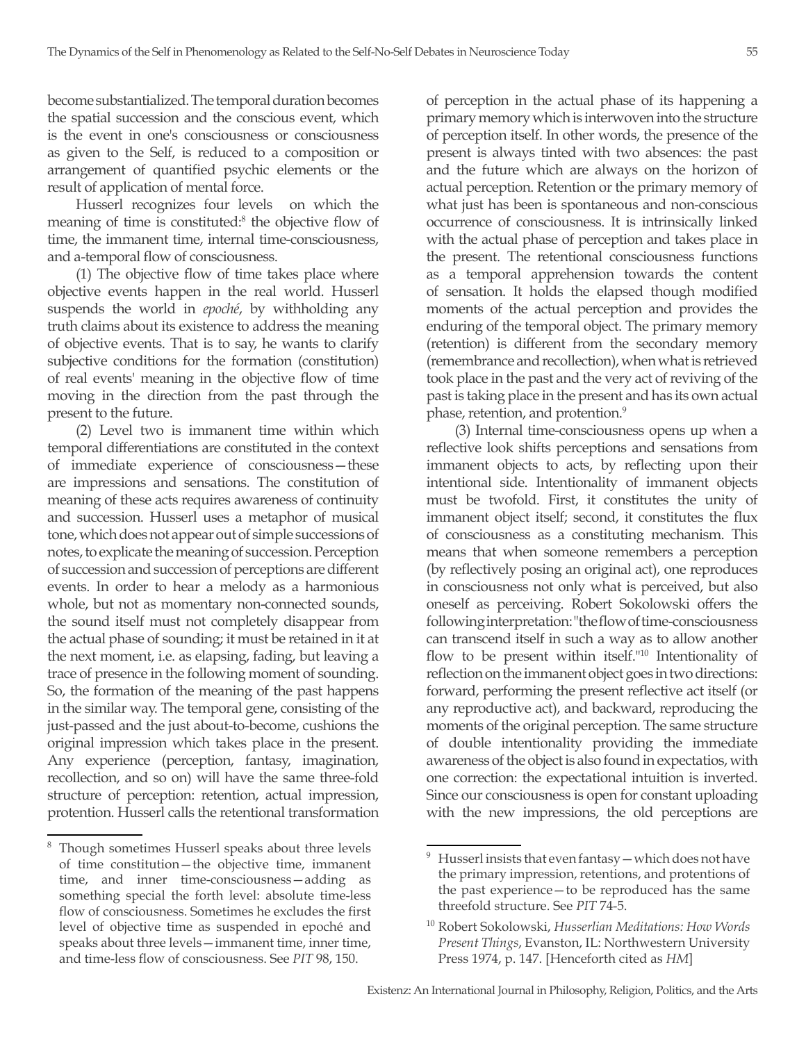become substantialized. The temporal duration becomes the spatial succession and the conscious event, which is the event in one's consciousness or consciousness as given to the Self, is reduced to a composition or arrangement of quantified psychic elements or the result of application of mental force.

Husserl recognizes four levels on which the meaning of time is constituted:[8] the objective flow of time, the immanent time, internal time-consciousness, and a-temporal flow of consciousness.

(1) The objective flow of time takes place where objective events happen in the real world. Husserl suspends the world in *epoché*, by withholding any truth claims about its existence to address the meaning of objective events. That is to say, he wants to clarify subjective conditions for the formation (constitution) of real events' meaning in the objective flow of time moving in the direction from the past through the present to the future.

(2) Level two is immanent time within which temporal differentiations are constituted in the context of immediate experience of consciousness—these are impressions and sensations. The constitution of meaning of these acts requires awareness of continuity and succession. Husserl uses a metaphor of musical tone, which does not appear out of simple successions of notes, to explicate the meaning of succession. Perception of succession and succession of perceptions are different events. In order to hear a melody as a harmonious whole, but not as momentary non-connected sounds, the sound itself must not completely disappear from the actual phase of sounding; it must be retained in it at the next moment, i.e. as elapsing, fading, but leaving a trace of presence in the following moment of sounding. So, the formation of the meaning of the past happens in the similar way. The temporal gene, consisting of the just-passed and the just about-to-become, cushions the original impression which takes place in the present. Any experience (perception, fantasy, imagination, recollection, and so on) will have the same three-fold structure of perception: retention, actual impression, protention. Husserl calls the retentional transformation of perception in the actual phase of its happening a primary memory which is interwoven into the structure of perception itself. In other words, the presence of the present is always tinted with two absences: the past and the future which are always on the horizon of actual perception. Retention or the primary memory of what just has been is spontaneous and non-conscious occurrence of consciousness. It is intrinsically linked with the actual phase of perception and takes place in the present. The retentional consciousness functions as a temporal apprehension towards the content of sensation. It holds the elapsed though modified moments of the actual perception and provides the enduring of the temporal object. The primary memory (retention) is different from the secondary memory (remembrance and recollection), when what is retrieved took place in the past and the very act of reviving of the past is taking place in the present and has its own actual phase, retention, and protention.[9]

(3) Internal time-consciousness opens up when a reflective look shifts perceptions and sensations from immanent objects to acts, by reflecting upon their intentional side. Intentionality of immanent objects must be twofold. First, it constitutes the unity of immanent object itself; second, it constitutes the flux of consciousness as a constituting mechanism. This means that when someone remembers a perception (by reflectively posing an original act), one reproduces in consciousness not only what is perceived, but also oneself as perceiving. Robert Sokolowski offers the following interpretation: "the flow of time-consciousness can transcend itself in such a way as to allow another flow to be present within itself."[10] Intentionality of reflection on the immanent object goes in two directions: forward, performing the present reflective act itself (or any reproductive act), and backward, reproducing the moments of the original perception. The same structure of double intentionality providing the immediate awareness of the object is also found in expectatios, with one correction: the expectational intuition is inverted. Since our consciousness is open for constant uploading with the new impressions, the old perceptions are

---

[8] Though sometimes Husserl speaks about three levels of time constitution—the objective time, immanent time, and inner time-consciousness—adding as something special the forth level: absolute time-less flow of consciousness. Sometimes he excludes the first level of objective time as suspended in epoché and speaks about three levels—immanent time, inner time, and time-less flow of consciousness. See *PIT* 98, 150.

[9] Husserl insists that even fantasy—which does not have the primary impression, retentions, and protentions of the past experience—to be reproduced has the same threefold structure. See *PIT* 74-5.

[10] Robert Sokolowski, *Husserlian Meditations: How Words Present Things*, Evanston, IL: Northwestern University Press 1974, p. 147. [Henceforth cited as *HM*]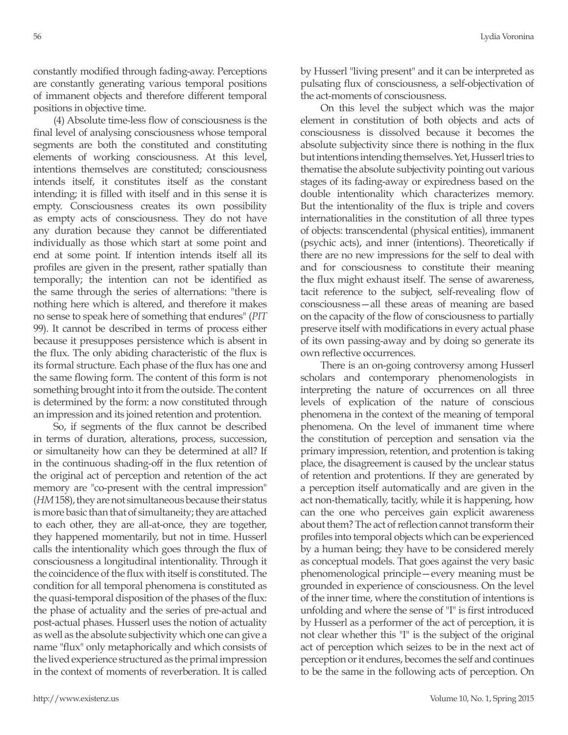constantly modified through fading-away. Perceptions are constantly generating various temporal positions of immanent objects and therefore different temporal positions in objective time.

(4) Absolute time-less flow of consciousness is the final level of analysing consciousness whose temporal segments are both the constituted and constituting elements of working consciousness. At this level, intentions themselves are constituted; consciousness intends itself, it constitutes itself as the constant intending; it is filled with itself and in this sense it is empty. Consciousness creates its own possibility as empty acts of consciousness. They do not have any duration because they cannot be differentiated individually as those which start at some point and end at some point. If intention intends itself all its profiles are given in the present, rather spatially than temporally; the intention can not be identified as the same through the series of alternations: "there is nothing here which is altered, and therefore it makes no sense to speak here of something that endures" (*PIT* 99). It cannot be described in terms of process either because it presupposes persistence which is absent in the flux. The only abiding characteristic of the flux is its formal structure. Each phase of the flux has one and the same flowing form. The content of this form is not something brought into it from the outside. The content is determined by the form: a now constituted through an impression and its joined retention and protention.

So, if segments of the flux cannot be described in terms of duration, alterations, process, succession, or simultaneity how can they be determined at all? If in the continuous shading-off in the flux retention of the original act of perception and retention of the act memory are "co-present with the central impression" (*HM* 158), they are not simultaneous because their status is more basic than that of simultaneity; they are attached to each other, they are all-at-once, they are together, they happened momentarily, but not in time. Husserl calls the intentionality which goes through the flux of consciousness a longitudinal intentionality. Through it the coincidence of the flux with itself is constituted. The condition for all temporal phenomena is constituted as the quasi-temporal disposition of the phases of the flux: the phase of actuality and the series of pre-actual and post-actual phases. Husserl uses the notion of actuality as well as the absolute subjectivity which one can give a name "flux" only metaphorically and which consists of the lived experience structured as the primal impression in the context of moments of reverberation. It is called by Husserl "living present" and it can be interpreted as pulsating flux of consciousness, a self-objectivation of the act-moments of consciousness.

On this level the subject which was the major element in constitution of both objects and acts of consciousness is dissolved because it becomes the absolute subjectivity since there is nothing in the flux but intentions intending themselves. Yet, Husserl tries to thematise the absolute subjectivity pointing out various stages of its fading-away or expiredness based on the double intentionality which characterizes memory. But the intentionality of the flux is triple and covers internationalities in the constitution of all three types of objects: transcendental (physical entities), immanent (psychic acts), and inner (intentions). Theoretically if there are no new impressions for the self to deal with and for consciousness to constitute their meaning the flux might exhaust itself. The sense of awareness, tacit reference to the subject, self-revealing flow of consciousness—all these areas of meaning are based on the capacity of the flow of consciousness to partially preserve itself with modifications in every actual phase of its own passing-away and by doing so generate its own reflective occurrences.

There is an on-going controversy among Husserl scholars and contemporary phenomenologists in interpreting the nature of occurrences on all three levels of explication of the nature of conscious phenomena in the context of the meaning of temporal phenomena. On the level of immanent time where the constitution of perception and sensation via the primary impression, retention, and protention is taking place, the disagreement is caused by the unclear status of retention and protentions. If they are generated by a perception itself automatically and are given in the act non-thematically, tacitly, while it is happening, how can the one who perceives gain explicit awareness about them? The act of reflection cannot transform their profiles into temporal objects which can be experienced by a human being; they have to be considered merely as conceptual models. That goes against the very basic phenomenological principle—every meaning must be grounded in experience of consciousness. On the level of the inner time, where the constitution of intentions is unfolding and where the sense of "I" is first introduced by Husserl as a performer of the act of perception, it is not clear whether this "I" is the subject of the original act of perception which seizes to be in the next act of perception or it endures, becomes the self and continues to be the same in the following acts of perception. On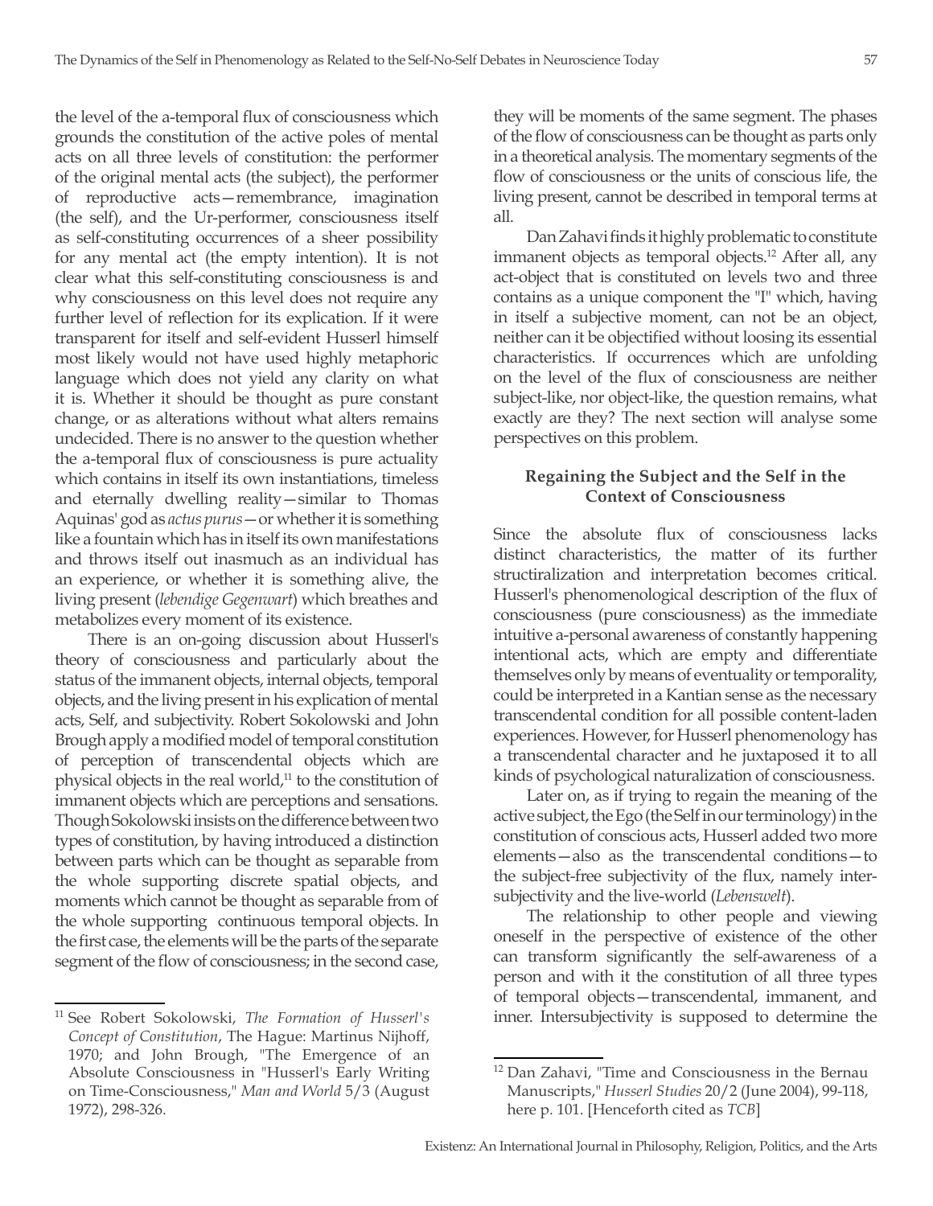the level of the a-temporal flux of consciousness which grounds the constitution of the active poles of mental acts on all three levels of constitution: the performer of the original mental acts (the subject), the performer of reproductive acts—remembrance, imagination (the self), and the Ur-performer, consciousness itself as self-constituting occurrences of a sheer possibility for any mental act (the empty intention). It is not clear what this self-constituting consciousness is and why consciousness on this level does not require any further level of reflection for its explication. If it were transparent for itself and self-evident Husserl himself most likely would not have used highly metaphoric language which does not yield any clarity on what it is. Whether it should be thought as pure constant change, or as alterations without what alters remains undecided. There is no answer to the question whether the a-temporal flux of consciousness is pure actuality which contains in itself its own instantiations, timeless and eternally dwelling reality—similar to Thomas Aquinas' god as *actus purus*—or whether it is something like a fountain which has in itself its own manifestations and throws itself out inasmuch as an individual has an experience, or whether it is something alive, the living present (*lebendige Gegenwart*) which breathes and metabolizes every moment of its existence.

There is an on-going discussion about Husserl's theory of consciousness and particularly about the status of the immanent objects, internal objects, temporal objects, and the living present in his explication of mental acts, Self, and subjectivity. Robert Sokolowski and John Brough apply a modified model of temporal constitution of perception of transcendental objects which are physical objects in the real world,[11] to the constitution of immanent objects which are perceptions and sensations. Though Sokolowski insists on the difference between two types of constitution, by having introduced a distinction between parts which can be thought as separable from the whole supporting discrete spatial objects, and moments which cannot be thought as separable from of the whole supporting continuous temporal objects. In the first case, the elements will be the parts of the separate segment of the flow of consciousness; in the second case, they will be moments of the same segment. The phases of the flow of consciousness can be thought as parts only in a theoretical analysis. The momentary segments of the flow of consciousness or the units of conscious life, the living present, cannot be described in temporal terms at all.

Dan Zahavi finds it highly problematic to constitute immanent objects as temporal objects.[12] After all, any act-object that is constituted on levels two and three contains as a unique component the "I" which, having in itself a subjective moment, can not be an object, neither can it be objectified without loosing its essential characteristics. If occurrences which are unfolding on the level of the flux of consciousness are neither subject-like, nor object-like, the question remains, what exactly are they? The next section will analyse some perspectives on this problem.

## Regaining the Subject and the Self in the Context of Consciousness

Since the absolute flux of consciousness lacks distinct characteristics, the matter of its further structiralization and interpretation becomes critical. Husserl's phenomenological description of the flux of consciousness (pure consciousness) as the immediate intuitive a-personal awareness of constantly happening intentional acts, which are empty and differentiate themselves only by means of eventuality or temporality, could be interpreted in a Kantian sense as the necessary transcendental condition for all possible content-laden experiences. However, for Husserl phenomenology has a transcendental character and he juxtaposed it to all kinds of psychological naturalization of consciousness.

Later on, as if trying to regain the meaning of the active subject, the Ego (the Self in our terminology) in the constitution of conscious acts, Husserl added two more elements—also as the transcendental conditions—to the subject-free subjectivity of the flux, namely inter-subjectivity and the live-world (*Lebenswelt*).

The relationship to other people and viewing oneself in the perspective of existence of the other can transform significantly the self-awareness of a person and with it the constitution of all three types of temporal objects—transcendental, immanent, and inner. Intersubjectivity is supposed to determine the

---

[11] See Robert Sokolowski, *The Formation of Husserl's Concept of Constitution*, The Hague: Martinus Nijhoff, 1970; and John Brough, "The Emergence of an Absolute Consciousness in "Husserl's Early Writing on Time-Consciousness," *Man and World* 5/3 (August 1972), 298-326.

[12] Dan Zahavi, "Time and Consciousness in the Bernau Manuscripts," *Husserl Studies* 20/2 (June 2004), 99-118, here p. 101. [Henceforth cited as *TCB*]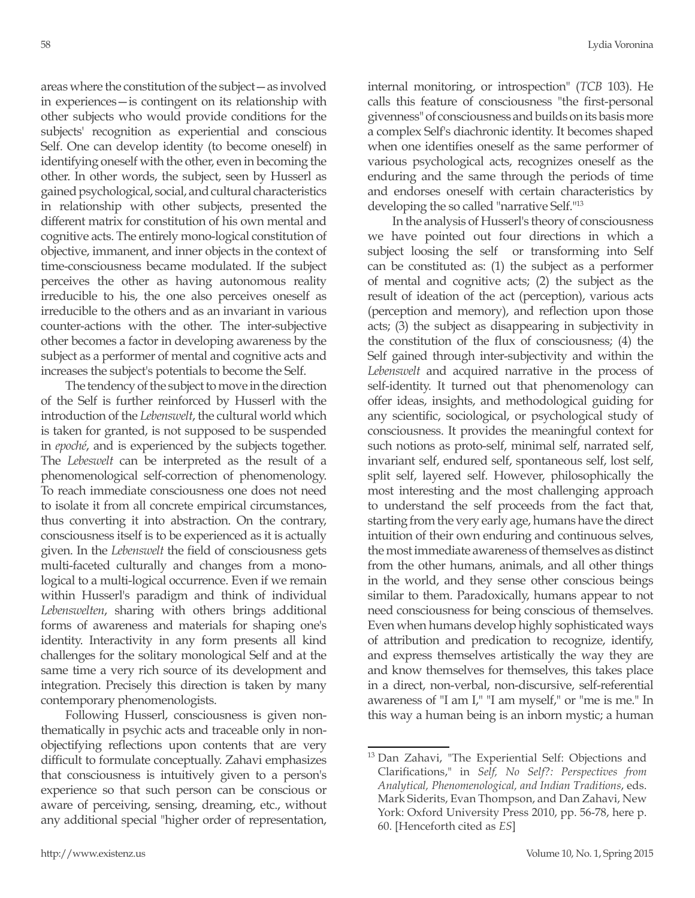areas where the constitution of the subject—as involved in experiences—is contingent on its relationship with other subjects who would provide conditions for the subjects' recognition as experiential and conscious Self. One can develop identity (to become oneself) in identifying oneself with the other, even in becoming the other. In other words, the subject, seen by Husserl as gained psychological, social, and cultural characteristics in relationship with other subjects, presented the different matrix for constitution of his own mental and cognitive acts. The entirely mono-logical constitution of objective, immanent, and inner objects in the context of time-consciousness became modulated. If the subject perceives the other as having autonomous reality irreducible to his, the one also perceives oneself as irreducible to the others and as an invariant in various counter-actions with the other. The inter-subjective other becomes a factor in developing awareness by the subject as a performer of mental and cognitive acts and increases the subject's potentials to become the Self.

The tendency of the subject to move in the direction of the Self is further reinforced by Husserl with the introduction of the *Lebenswelt*, the cultural world which is taken for granted, is not supposed to be suspended in *epoché*, and is experienced by the subjects together. The *Lebeswelt* can be interpreted as the result of a phenomenological self-correction of phenomenology. To reach immediate consciousness one does not need to isolate it from all concrete empirical circumstances, thus converting it into abstraction. On the contrary, consciousness itself is to be experienced as it is actually given. In the *Lebenswelt* the field of consciousness gets multi-faceted culturally and changes from a mono-logical to a multi-logical occurrence. Even if we remain within Husserl's paradigm and think of individual *Lebenswelten*, sharing with others brings additional forms of awareness and materials for shaping one's identity. Interactivity in any form presents all kind challenges for the solitary monological Self and at the same time a very rich source of its development and integration. Precisely this direction is taken by many contemporary phenomenologists.

Following Husserl, consciousness is given non-thematically in psychic acts and traceable only in non-objectifying reflections upon contents that are very difficult to formulate conceptually. Zahavi emphasizes that consciousness is intuitively given to a person's experience so that such person can be conscious or aware of perceiving, sensing, dreaming, etc., without any additional special "higher order of representation, internal monitoring, or introspection" (*TCB* 103). He calls this feature of consciousness "the first-personal givenness" of consciousness and builds on its basis more a complex Self's diachronic identity. It becomes shaped when one identifies oneself as the same performer of various psychological acts, recognizes oneself as the enduring and the same through the periods of time and endorses oneself with certain characteristics by developing the so called "narrative Self."[13]

In the analysis of Husserl's theory of consciousness we have pointed out four directions in which a subject loosing the self or transforming into Self can be constituted as: (1) the subject as a performer of mental and cognitive acts; (2) the subject as the result of ideation of the act (perception), various acts (perception and memory), and reflection upon those acts; (3) the subject as disappearing in subjectivity in the constitution of the flux of consciousness; (4) the Self gained through inter-subjectivity and within the *Lebenswelt* and acquired narrative in the process of self-identity. It turned out that phenomenology can offer ideas, insights, and methodological guiding for any scientific, sociological, or psychological study of consciousness. It provides the meaningful context for such notions as proto-self, minimal self, narrated self, invariant self, endured self, spontaneous self, lost self, split self, layered self. However, philosophically the most interesting and the most challenging approach to understand the self proceeds from the fact that, starting from the very early age, humans have the direct intuition of their own enduring and continuous selves, the most immediate awareness of themselves as distinct from the other humans, animals, and all other things in the world, and they sense other conscious beings similar to them. Paradoxically, humans appear to not need consciousness for being conscious of themselves. Even when humans develop highly sophisticated ways of attribution and predication to recognize, identify, and express themselves artistically the way they are and know themselves for themselves, this takes place in a direct, non-verbal, non-discursive, self-referential awareness of "I am I," "I am myself," or "me is me." In this way a human being is an inborn mystic; a human

---

[13] Dan Zahavi, "The Experiential Self: Objections and Clarifications," in *Self, No Self?: Perspectives from Analytical, Phenomenological, and Indian Traditions*, eds. Mark Siderits, Evan Thompson, and Dan Zahavi, New York: Oxford University Press 2010, pp. 56-78, here p. 60. [Henceforth cited as *ES*]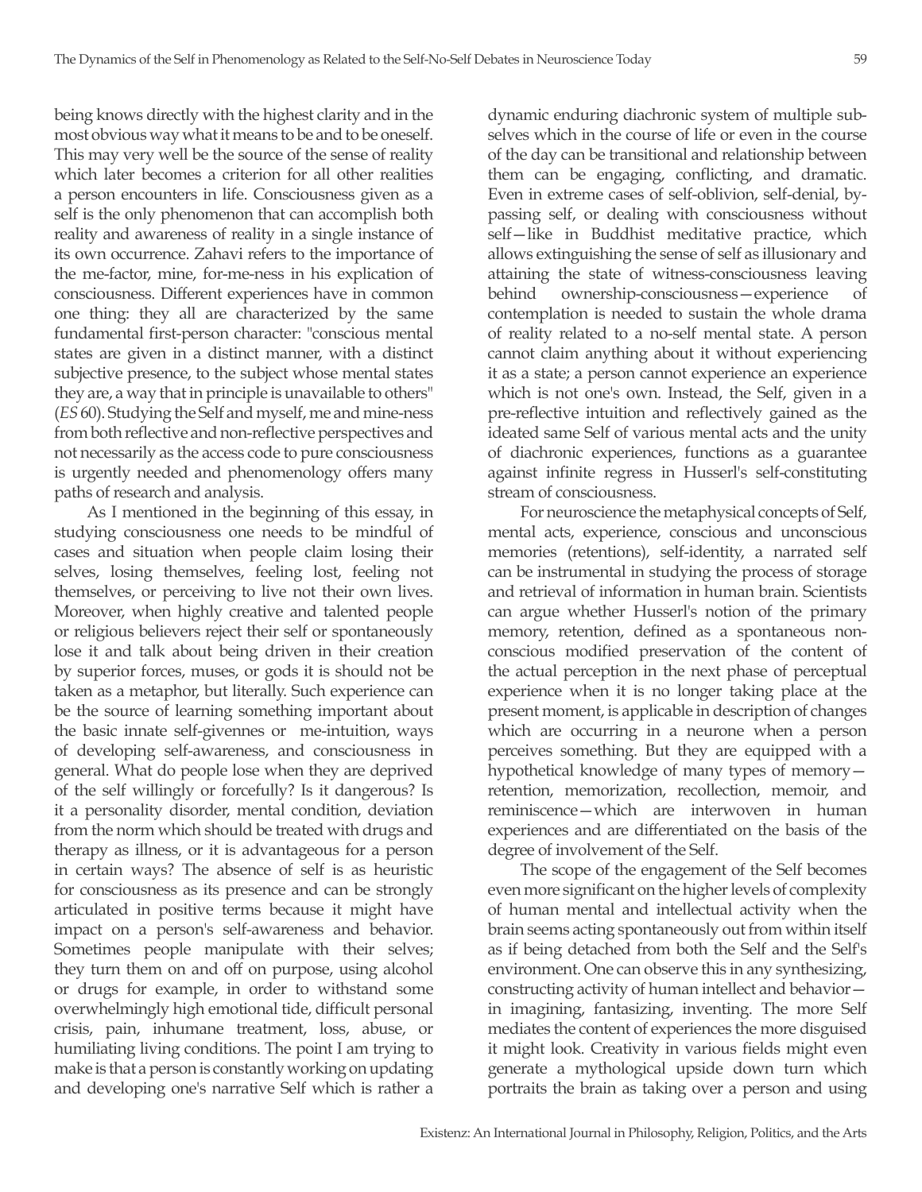being knows directly with the highest clarity and in the most obvious way what it means to be and to be oneself. This may very well be the source of the sense of reality which later becomes a criterion for all other realities a person encounters in life. Consciousness given as a self is the only phenomenon that can accomplish both reality and awareness of reality in a single instance of its own occurrence. Zahavi refers to the importance of the me-factor, mine, for-me-ness in his explication of consciousness. Different experiences have in common one thing: they all are characterized by the same fundamental first-person character: "conscious mental states are given in a distinct manner, with a distinct subjective presence, to the subject whose mental states they are, a way that in principle is unavailable to others" (*ES* 60). Studying the Self and myself, me and mine-ness from both reflective and non-reflective perspectives and not necessarily as the access code to pure consciousness is urgently needed and phenomenology offers many paths of research and analysis.

As I mentioned in the beginning of this essay, in studying consciousness one needs to be mindful of cases and situation when people claim losing their selves, losing themselves, feeling lost, feeling not themselves, or perceiving to live not their own lives. Moreover, when highly creative and talented people or religious believers reject their self or spontaneously lose it and talk about being driven in their creation by superior forces, muses, or gods it is should not be taken as a metaphor, but literally. Such experience can be the source of learning something important about the basic innate self-givennes or me-intuition, ways of developing self-awareness, and consciousness in general. What do people lose when they are deprived of the self willingly or forcefully? Is it dangerous? Is it a personality disorder, mental condition, deviation from the norm which should be treated with drugs and therapy as illness, or it is advantageous for a person in certain ways? The absence of self is as heuristic for consciousness as its presence and can be strongly articulated in positive terms because it might have impact on a person's self-awareness and behavior. Sometimes people manipulate with their selves; they turn them on and off on purpose, using alcohol or drugs for example, in order to withstand some overwhelmingly high emotional tide, difficult personal crisis, pain, inhumane treatment, loss, abuse, or humiliating living conditions. The point I am trying to make is that a person is constantly working on updating and developing one's narrative Self which is rather a dynamic enduring diachronic system of multiple sub-selves which in the course of life or even in the course of the day can be transitional and relationship between them can be engaging, conflicting, and dramatic. Even in extreme cases of self-oblivion, self-denial, by-passing self, or dealing with consciousness without self—like in Buddhist meditative practice, which allows extinguishing the sense of self as illusionary and attaining the state of witness-consciousness leaving behind ownership-consciousness—experience of contemplation is needed to sustain the whole drama of reality related to a no-self mental state. A person cannot claim anything about it without experiencing it as a state; a person cannot experience an experience which is not one's own. Instead, the Self, given in a pre-reflective intuition and reflectively gained as the ideated same Self of various mental acts and the unity of diachronic experiences, functions as a guarantee against infinite regress in Husserl's self-constituting stream of consciousness.

For neuroscience the metaphysical concepts of Self, mental acts, experience, conscious and unconscious memories (retentions), self-identity, a narrated self can be instrumental in studying the process of storage and retrieval of information in human brain. Scientists can argue whether Husserl's notion of the primary memory, retention, defined as a spontaneous non-conscious modified preservation of the content of the actual perception in the next phase of perceptual experience when it is no longer taking place at the present moment, is applicable in description of changes which are occurring in a neurone when a person perceives something. But they are equipped with a hypothetical knowledge of many types of memory—retention, memorization, recollection, memoir, and reminiscence—which are interwoven in human experiences and are differentiated on the basis of the degree of involvement of the Self.

The scope of the engagement of the Self becomes even more significant on the higher levels of complexity of human mental and intellectual activity when the brain seems acting spontaneously out from within itself as if being detached from both the Self and the Self's environment. One can observe this in any synthesizing, constructing activity of human intellect and behavior—in imagining, fantasizing, inventing. The more Self mediates the content of experiences the more disguised it might look. Creativity in various fields might even generate a mythological upside down turn which portraits the brain as taking over a person and using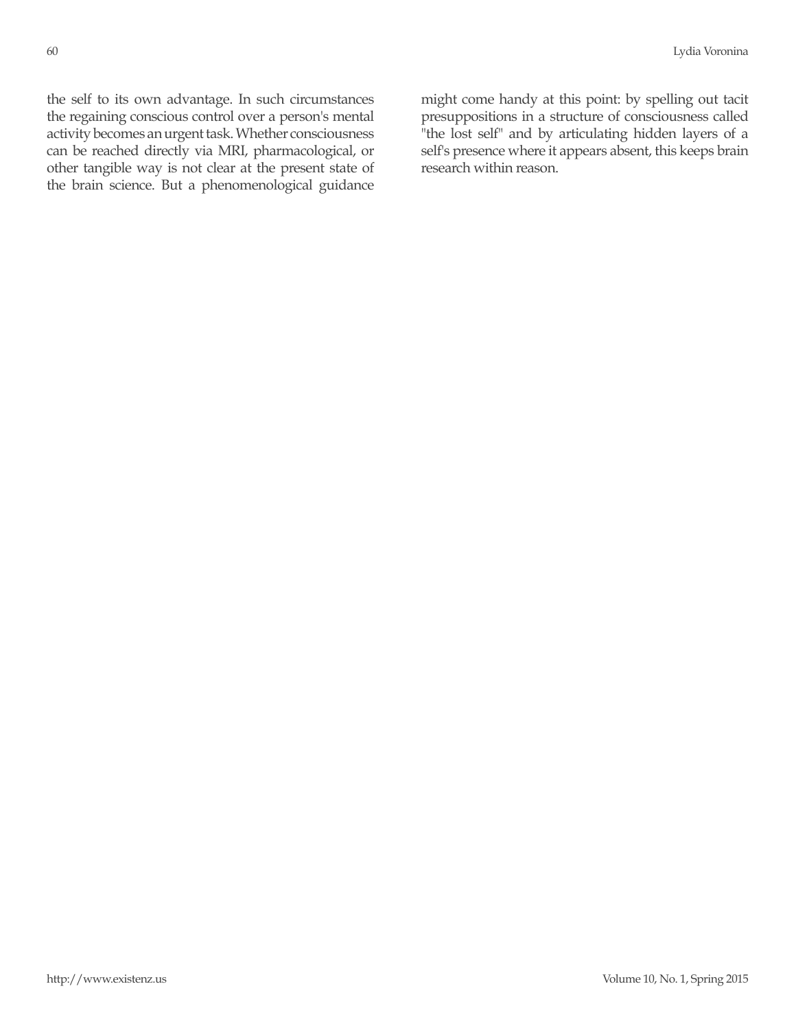the self to its own advantage. In such circumstances the regaining conscious control over a person's mental activity becomes an urgent task. Whether consciousness can be reached directly via MRI, pharmacological, or other tangible way is not clear at the present state of the brain science. But a phenomenological guidance might come handy at this point: by spelling out tacit presuppositions in a structure of consciousness called "the lost self" and by articulating hidden layers of a self's presence where it appears absent, this keeps brain research within reason.